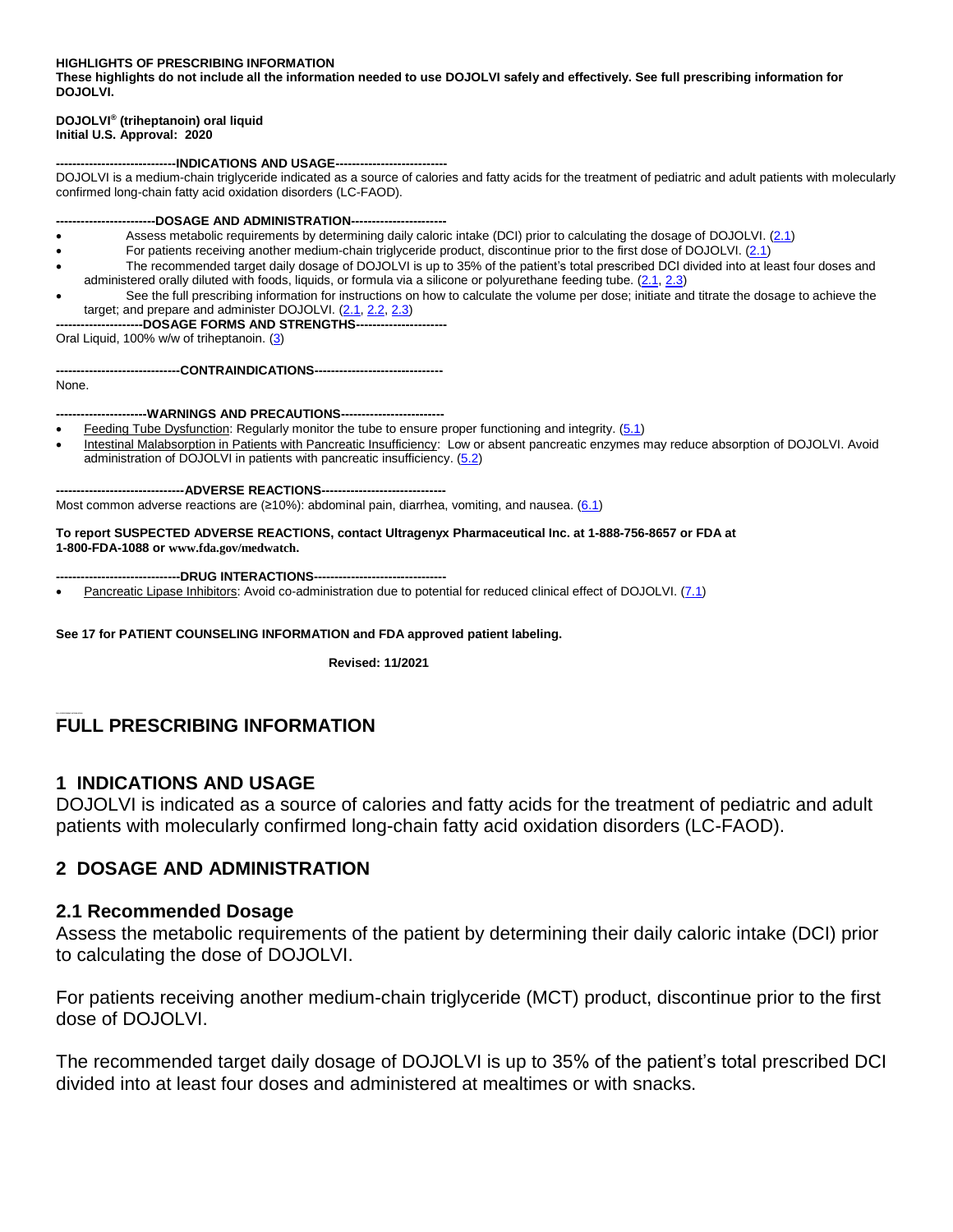**HIGHLIGHTS OF PRESCRIBING INFORMATION**
**These highlights do not include all the information needed to use DOJOLVI safely and effectively. See full prescribing information for DOJOLVI.**

**DOJOLVI® (triheptanoin) oral liquid**
**Initial U.S. Approval: 2020**

**----------------------------INDICATIONS AND USAGE--------------------------**
DOJOLVI is a medium-chain triglyceride indicated as a source of calories and fatty acids for the treatment of pediatric and adult patients with molecularly confirmed long-chain fatty acid oxidation disorders (LC-FAOD).

**-----------------------DOSAGE AND ADMINISTRATION----------------------**
- Assess metabolic requirements by determining daily caloric intake (DCI) prior to calculating the dosage of DOJOLVI. (2.1)
- For patients receiving another medium-chain triglyceride product, discontinue prior to the first dose of DOJOLVI. (2.1)
- The recommended target daily dosage of DOJOLVI is up to 35% of the patient's total prescribed DCI divided into at least four doses and administered orally diluted with foods, liquids, or formula via a silicone or polyurethane feeding tube. (2.1, 2.3)
- See the full prescribing information for instructions on how to calculate the volume per dose; initiate and titrate the dosage to achieve the target; and prepare and administer DOJOLVI. (2.1, 2.2, 2.3)

**---------------------DOSAGE FORMS AND STRENGTHS---------------------**
Oral Liquid, 100% w/w of triheptanoin. (3)

**------------------------------CONTRAINDICATIONS------------------------------**
None.

**----------------------WARNINGS AND PRECAUTIONS------------------------**
- Feeding Tube Dysfunction: Regularly monitor the tube to ensure proper functioning and integrity. (5.1)
- Intestinal Malabsorption in Patients with Pancreatic Insufficiency: Low or absent pancreatic enzymes may reduce absorption of DOJOLVI. Avoid administration of DOJOLVI in patients with pancreatic insufficiency. (5.2)

**-------------------------------ADVERSE REACTIONS------------------------------**
Most common adverse reactions are (≥10%): abdominal pain, diarrhea, vomiting, and nausea. (6.1)

**To report SUSPECTED ADVERSE REACTIONS, contact Ultragenyx Pharmaceutical Inc. at 1-888-756-8657 or FDA at 1-800-FDA-1088 or www.fda.gov/medwatch.**

**------------------------------DRUG INTERACTIONS--------------------------------**
- Pancreatic Lipase Inhibitors: Avoid co-administration due to potential for reduced clinical effect of DOJOLVI. (7.1)

**See 17 for PATIENT COUNSELING INFORMATION and FDA approved patient labeling.**

**Revised: 11/2021**

# FULL PRESCRIBING INFORMATION

## 1 INDICATIONS AND USAGE

DOJOLVI is indicated as a source of calories and fatty acids for the treatment of pediatric and adult patients with molecularly confirmed long-chain fatty acid oxidation disorders (LC-FAOD).

## 2 DOSAGE AND ADMINISTRATION

### 2.1 Recommended Dosage

Assess the metabolic requirements of the patient by determining their daily caloric intake (DCI) prior to calculating the dose of DOJOLVI.

For patients receiving another medium-chain triglyceride (MCT) product, discontinue prior to the first dose of DOJOLVI.

The recommended target daily dosage of DOJOLVI is up to 35% of the patient's total prescribed DCI divided into at least four doses and administered at mealtimes or with snacks.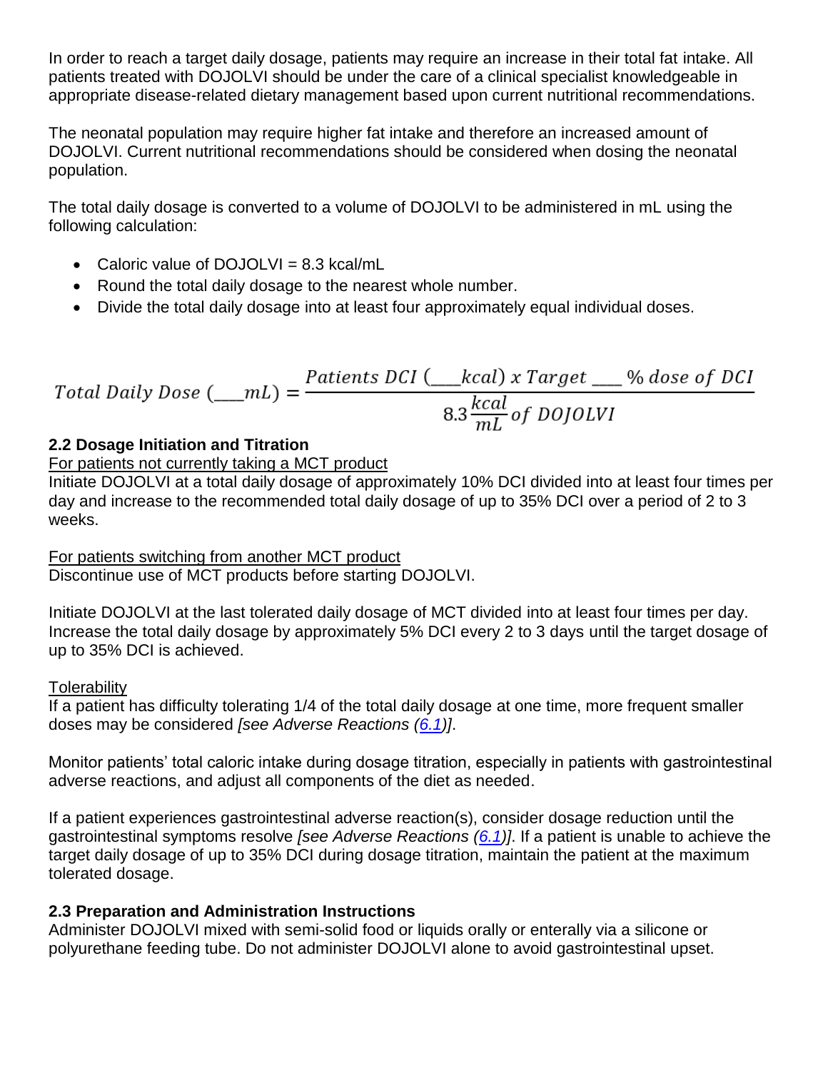In order to reach a target daily dosage, patients may require an increase in their total fat intake. All patients treated with DOJOLVI should be under the care of a clinical specialist knowledgeable in appropriate disease-related dietary management based upon current nutritional recommendations.

The neonatal population may require higher fat intake and therefore an increased amount of DOJOLVI. Current nutritional recommendations should be considered when dosing the neonatal population.

The total daily dosage is converted to a volume of DOJOLVI to be administered in mL using the following calculation:

- Caloric value of DOJOLVI = 8.3 kcal/mL
- Round the total daily dosage to the nearest whole number.
- Divide the total daily dosage into at least four approximately equal individual doses.

$$Total\ Daily\ Dose\ (\_\_\_mL) = \frac{Patients\ DCI\ (\_\_\_kcal)\ x\ Target\ \_\_\_\ \%\ dose\ of\ DCI}{8.3\frac{kcal}{mL}\ of\ DOJOLVI}$$

### 2.2 Dosage Initiation and Titration

<u>For patients not currently taking a MCT product</u>

Initiate DOJOLVI at a total daily dosage of approximately 10% DCI divided into at least four times per day and increase to the recommended total daily dosage of up to 35% DCI over a period of 2 to 3 weeks.

<u>For patients switching from another MCT product</u>

Discontinue use of MCT products before starting DOJOLVI.

Initiate DOJOLVI at the last tolerated daily dosage of MCT divided into at least four times per day. Increase the total daily dosage by approximately 5% DCI every 2 to 3 days until the target dosage of up to 35% DCI is achieved.

<u>Tolerability</u>

If a patient has difficulty tolerating 1/4 of the total daily dosage at one time, more frequent smaller doses may be considered *[see Adverse Reactions (6.1)]*.

Monitor patients' total caloric intake during dosage titration, especially in patients with gastrointestinal adverse reactions, and adjust all components of the diet as needed.

If a patient experiences gastrointestinal adverse reaction(s), consider dosage reduction until the gastrointestinal symptoms resolve *[see Adverse Reactions (6.1)]*. If a patient is unable to achieve the target daily dosage of up to 35% DCI during dosage titration, maintain the patient at the maximum tolerated dosage.

### 2.3 Preparation and Administration Instructions

Administer DOJOLVI mixed with semi-solid food or liquids orally or enterally via a silicone or polyurethane feeding tube. Do not administer DOJOLVI alone to avoid gastrointestinal upset.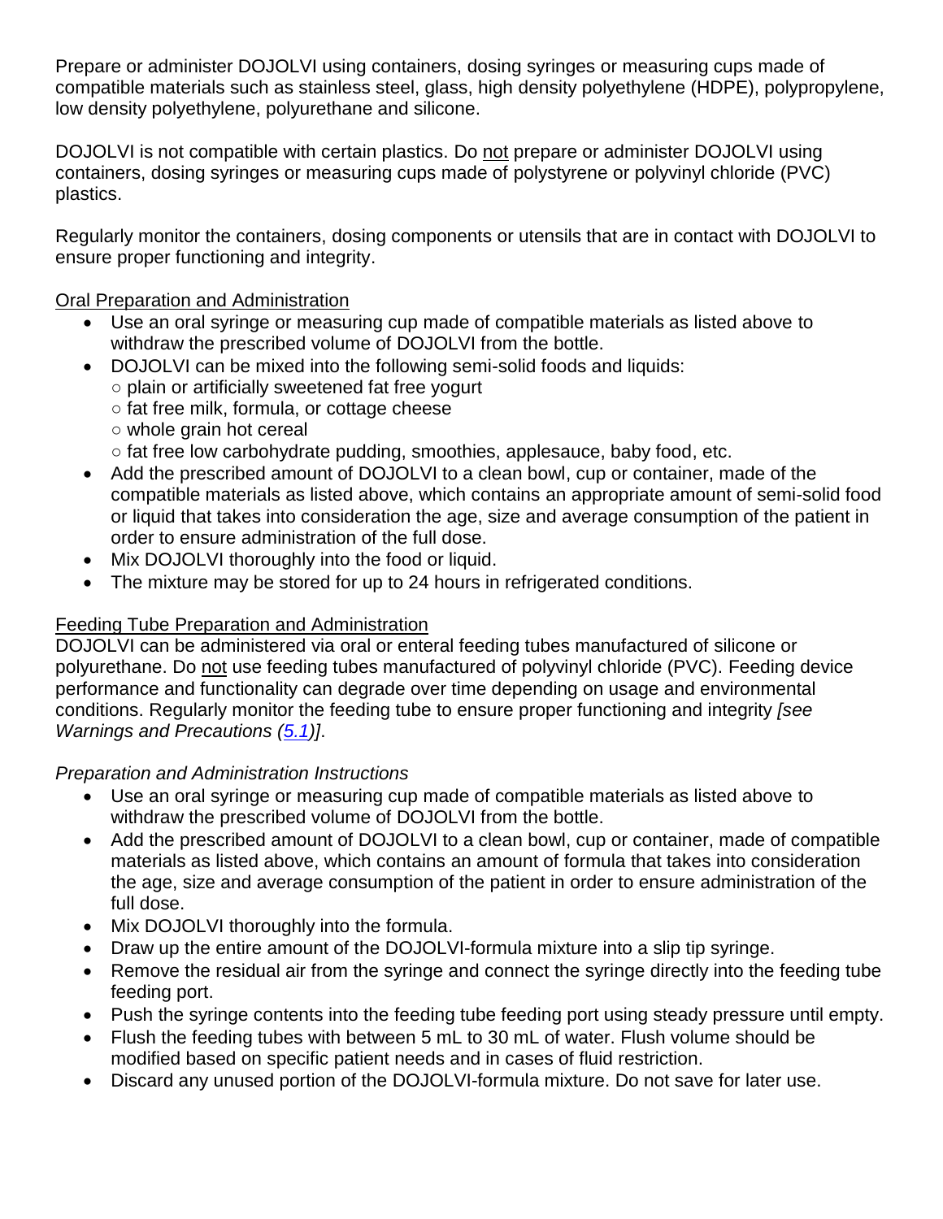Prepare or administer DOJOLVI using containers, dosing syringes or measuring cups made of compatible materials such as stainless steel, glass, high density polyethylene (HDPE), polypropylene, low density polyethylene, polyurethane and silicone.

DOJOLVI is not compatible with certain plastics. Do not prepare or administer DOJOLVI using containers, dosing syringes or measuring cups made of polystyrene or polyvinyl chloride (PVC) plastics.

Regularly monitor the containers, dosing components or utensils that are in contact with DOJOLVI to ensure proper functioning and integrity.

Oral Preparation and Administration

- Use an oral syringe or measuring cup made of compatible materials as listed above to withdraw the prescribed volume of DOJOLVI from the bottle.
- DOJOLVI can be mixed into the following semi-solid foods and liquids:
  - plain or artificially sweetened fat free yogurt
  - fat free milk, formula, or cottage cheese
  - whole grain hot cereal
  - fat free low carbohydrate pudding, smoothies, applesauce, baby food, etc.
- Add the prescribed amount of DOJOLVI to a clean bowl, cup or container, made of the compatible materials as listed above, which contains an appropriate amount of semi-solid food or liquid that takes into consideration the age, size and average consumption of the patient in order to ensure administration of the full dose.
- Mix DOJOLVI thoroughly into the food or liquid.
- The mixture may be stored for up to 24 hours in refrigerated conditions.

Feeding Tube Preparation and Administration

DOJOLVI can be administered via oral or enteral feeding tubes manufactured of silicone or polyurethane. Do not use feeding tubes manufactured of polyvinyl chloride (PVC). Feeding device performance and functionality can degrade over time depending on usage and environmental conditions. Regularly monitor the feeding tube to ensure proper functioning and integrity *[see Warnings and Precautions (5.1)]*.

*Preparation and Administration Instructions*

- Use an oral syringe or measuring cup made of compatible materials as listed above to withdraw the prescribed volume of DOJOLVI from the bottle.
- Add the prescribed amount of DOJOLVI to a clean bowl, cup or container, made of compatible materials as listed above, which contains an amount of formula that takes into consideration the age, size and average consumption of the patient in order to ensure administration of the full dose.
- Mix DOJOLVI thoroughly into the formula.
- Draw up the entire amount of the DOJOLVI-formula mixture into a slip tip syringe.
- Remove the residual air from the syringe and connect the syringe directly into the feeding tube feeding port.
- Push the syringe contents into the feeding tube feeding port using steady pressure until empty.
- Flush the feeding tubes with between 5 mL to 30 mL of water. Flush volume should be modified based on specific patient needs and in cases of fluid restriction.
- Discard any unused portion of the DOJOLVI-formula mixture. Do not save for later use.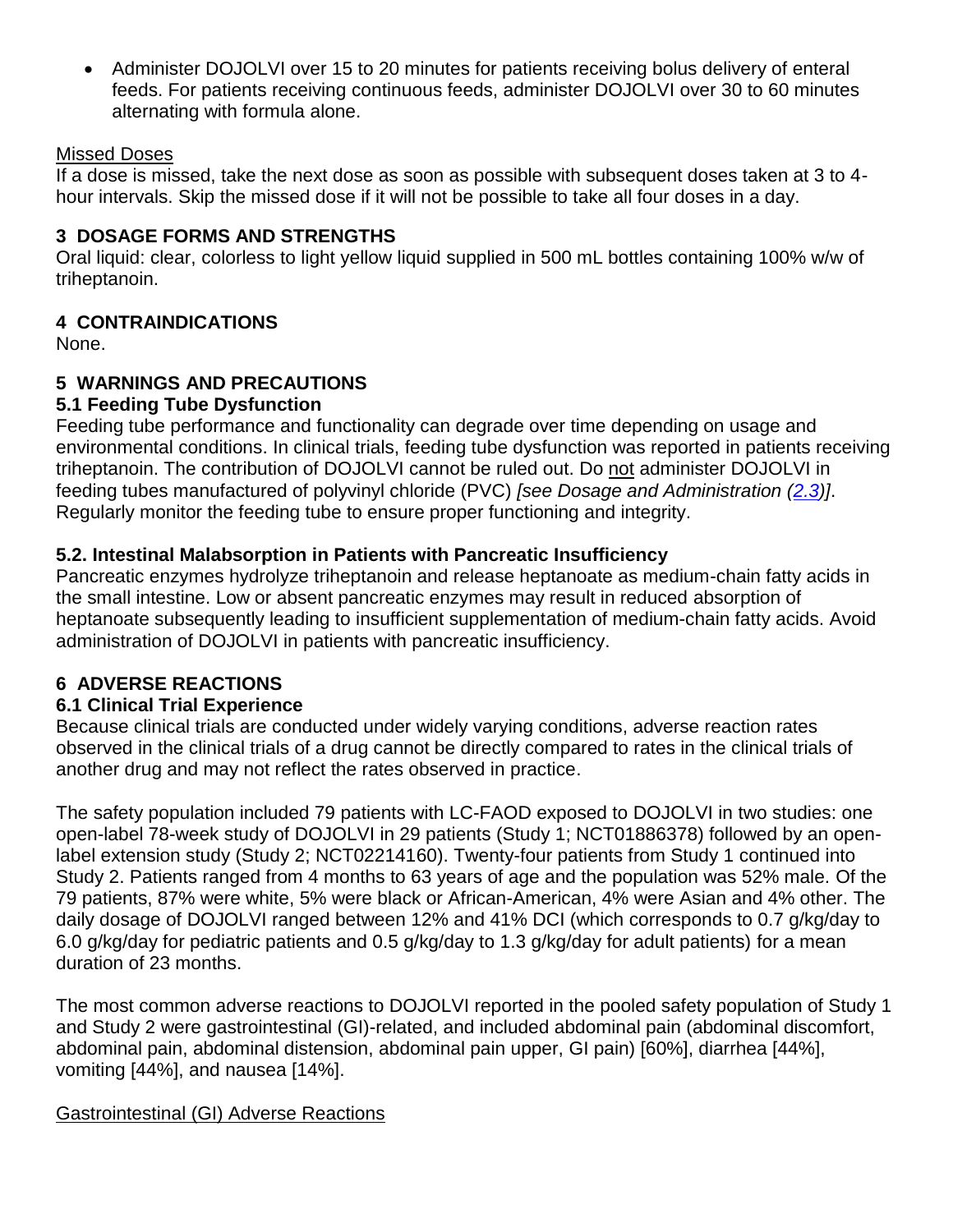- Administer DOJOLVI over 15 to 20 minutes for patients receiving bolus delivery of enteral feeds. For patients receiving continuous feeds, administer DOJOLVI over 30 to 60 minutes alternating with formula alone.

Missed Doses

If a dose is missed, take the next dose as soon as possible with subsequent doses taken at 3 to 4-hour intervals. Skip the missed dose if it will not be possible to take all four doses in a day.

## 3 DOSAGE FORMS AND STRENGTHS

Oral liquid: clear, colorless to light yellow liquid supplied in 500 mL bottles containing 100% w/w of triheptanoin.

## 4 CONTRAINDICATIONS

None.

## 5 WARNINGS AND PRECAUTIONS

### 5.1 Feeding Tube Dysfunction

Feeding tube performance and functionality can degrade over time depending on usage and environmental conditions. In clinical trials, feeding tube dysfunction was reported in patients receiving triheptanoin. The contribution of DOJOLVI cannot be ruled out. Do not administer DOJOLVI in feeding tubes manufactured of polyvinyl chloride (PVC) *[see Dosage and Administration (2.3)]*. Regularly monitor the feeding tube to ensure proper functioning and integrity.

### 5.2. Intestinal Malabsorption in Patients with Pancreatic Insufficiency

Pancreatic enzymes hydrolyze triheptanoin and release heptanoate as medium-chain fatty acids in the small intestine. Low or absent pancreatic enzymes may result in reduced absorption of heptanoate subsequently leading to insufficient supplementation of medium-chain fatty acids. Avoid administration of DOJOLVI in patients with pancreatic insufficiency.

## 6 ADVERSE REACTIONS

### 6.1 Clinical Trial Experience

Because clinical trials are conducted under widely varying conditions, adverse reaction rates observed in the clinical trials of a drug cannot be directly compared to rates in the clinical trials of another drug and may not reflect the rates observed in practice.

The safety population included 79 patients with LC-FAOD exposed to DOJOLVI in two studies: one open-label 78-week study of DOJOLVI in 29 patients (Study 1; NCT01886378) followed by an open-label extension study (Study 2; NCT02214160). Twenty-four patients from Study 1 continued into Study 2. Patients ranged from 4 months to 63 years of age and the population was 52% male. Of the 79 patients, 87% were white, 5% were black or African-American, 4% were Asian and 4% other. The daily dosage of DOJOLVI ranged between 12% and 41% DCI (which corresponds to 0.7 g/kg/day to 6.0 g/kg/day for pediatric patients and 0.5 g/kg/day to 1.3 g/kg/day for adult patients) for a mean duration of 23 months.

The most common adverse reactions to DOJOLVI reported in the pooled safety population of Study 1 and Study 2 were gastrointestinal (GI)-related, and included abdominal pain (abdominal discomfort, abdominal pain, abdominal distension, abdominal pain upper, GI pain) [60%], diarrhea [44%], vomiting [44%], and nausea [14%].

Gastrointestinal (GI) Adverse Reactions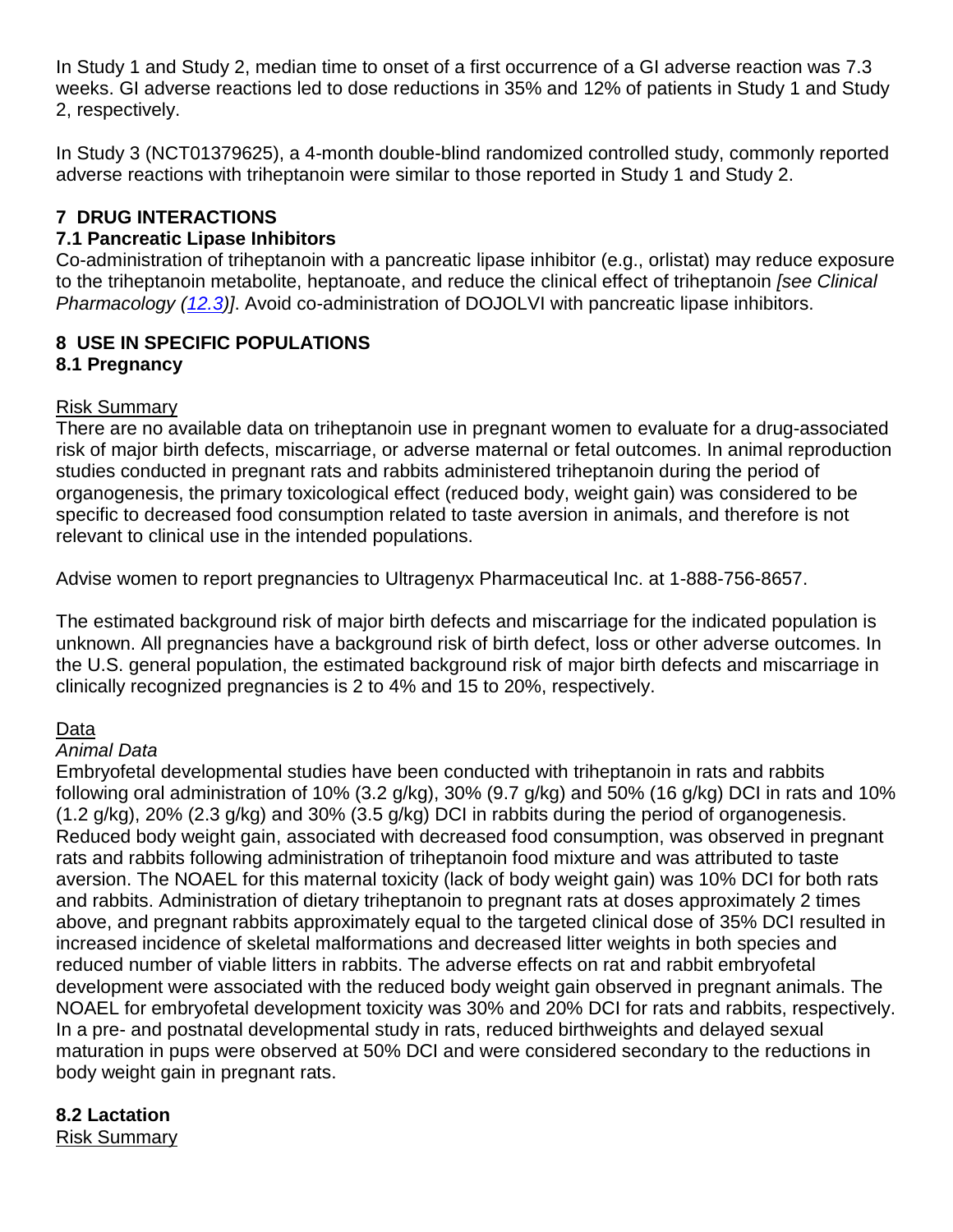In Study 1 and Study 2, median time to onset of a first occurrence of a GI adverse reaction was 7.3 weeks. GI adverse reactions led to dose reductions in 35% and 12% of patients in Study 1 and Study 2, respectively.

In Study 3 (NCT01379625), a 4-month double-blind randomized controlled study, commonly reported adverse reactions with triheptanoin were similar to those reported in Study 1 and Study 2.

## 7 DRUG INTERACTIONS

### 7.1 Pancreatic Lipase Inhibitors

Co-administration of triheptanoin with a pancreatic lipase inhibitor (e.g., orlistat) may reduce exposure to the triheptanoin metabolite, heptanoate, and reduce the clinical effect of triheptanoin *[see Clinical Pharmacology (12.3)]*. Avoid co-administration of DOJOLVI with pancreatic lipase inhibitors.

## 8 USE IN SPECIFIC POPULATIONS

### 8.1 Pregnancy

Risk Summary

There are no available data on triheptanoin use in pregnant women to evaluate for a drug-associated risk of major birth defects, miscarriage, or adverse maternal or fetal outcomes. In animal reproduction studies conducted in pregnant rats and rabbits administered triheptanoin during the period of organogenesis, the primary toxicological effect (reduced body, weight gain) was considered to be specific to decreased food consumption related to taste aversion in animals, and therefore is not relevant to clinical use in the intended populations.

Advise women to report pregnancies to Ultragenyx Pharmaceutical Inc. at 1-888-756-8657.

The estimated background risk of major birth defects and miscarriage for the indicated population is unknown. All pregnancies have a background risk of birth defect, loss or other adverse outcomes. In the U.S. general population, the estimated background risk of major birth defects and miscarriage in clinically recognized pregnancies is 2 to 4% and 15 to 20%, respectively.

Data

*Animal Data*

Embryofetal developmental studies have been conducted with triheptanoin in rats and rabbits following oral administration of 10% (3.2 g/kg), 30% (9.7 g/kg) and 50% (16 g/kg) DCI in rats and 10% (1.2 g/kg), 20% (2.3 g/kg) and 30% (3.5 g/kg) DCI in rabbits during the period of organogenesis. Reduced body weight gain, associated with decreased food consumption, was observed in pregnant rats and rabbits following administration of triheptanoin food mixture and was attributed to taste aversion. The NOAEL for this maternal toxicity (lack of body weight gain) was 10% DCI for both rats and rabbits. Administration of dietary triheptanoin to pregnant rats at doses approximately 2 times above, and pregnant rabbits approximately equal to the targeted clinical dose of 35% DCI resulted in increased incidence of skeletal malformations and decreased litter weights in both species and reduced number of viable litters in rabbits. The adverse effects on rat and rabbit embryofetal development were associated with the reduced body weight gain observed in pregnant animals. The NOAEL for embryofetal development toxicity was 30% and 20% DCI for rats and rabbits, respectively. In a pre- and postnatal developmental study in rats, reduced birthweights and delayed sexual maturation in pups were observed at 50% DCI and were considered secondary to the reductions in body weight gain in pregnant rats.

### 8.2 Lactation

Risk Summary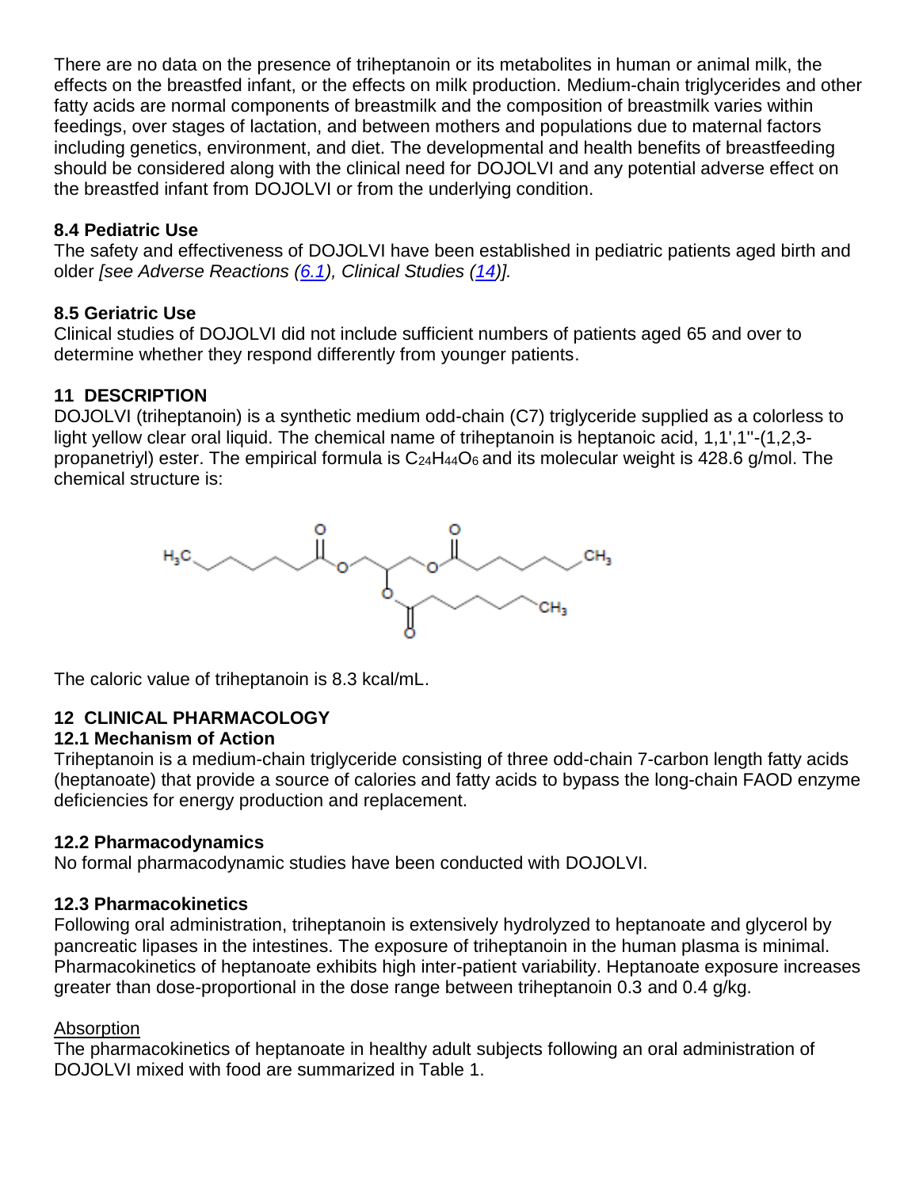There are no data on the presence of triheptanoin or its metabolites in human or animal milk, the effects on the breastfed infant, or the effects on milk production. Medium-chain triglycerides and other fatty acids are normal components of breastmilk and the composition of breastmilk varies within feedings, over stages of lactation, and between mothers and populations due to maternal factors including genetics, environment, and diet. The developmental and health benefits of breastfeeding should be considered along with the clinical need for DOJOLVI and any potential adverse effect on the breastfed infant from DOJOLVI or from the underlying condition.

### 8.4 Pediatric Use

The safety and effectiveness of DOJOLVI have been established in pediatric patients aged birth and older *[see Adverse Reactions (6.1), Clinical Studies (14)]*.

### 8.5 Geriatric Use

Clinical studies of DOJOLVI did not include sufficient numbers of patients aged 65 and over to determine whether they respond differently from younger patients.

## 11 DESCRIPTION

DOJOLVI (triheptanoin) is a synthetic medium odd-chain (C7) triglyceride supplied as a colorless to light yellow clear oral liquid. The chemical name of triheptanoin is heptanoic acid, 1,1',1''-(1,2,3-propanetriyl) ester. The empirical formula is $C_{24}H_{44}O_6$ and its molecular weight is 428.6 g/mol. The chemical structure is:

The caloric value of triheptanoin is 8.3 kcal/mL.

## 12 CLINICAL PHARMACOLOGY

### 12.1 Mechanism of Action

Triheptanoin is a medium-chain triglyceride consisting of three odd-chain 7-carbon length fatty acids (heptanoate) that provide a source of calories and fatty acids to bypass the long-chain FAOD enzyme deficiencies for energy production and replacement.

### 12.2 Pharmacodynamics

No formal pharmacodynamic studies have been conducted with DOJOLVI.

### 12.3 Pharmacokinetics

Following oral administration, triheptanoin is extensively hydrolyzed to heptanoate and glycerol by pancreatic lipases in the intestines. The exposure of triheptanoin in the human plasma is minimal. Pharmacokinetics of heptanoate exhibits high inter-patient variability. Heptanoate exposure increases greater than dose-proportional in the dose range between triheptanoin 0.3 and 0.4 g/kg.

Absorption

The pharmacokinetics of heptanoate in healthy adult subjects following an oral administration of DOJOLVI mixed with food are summarized in Table 1.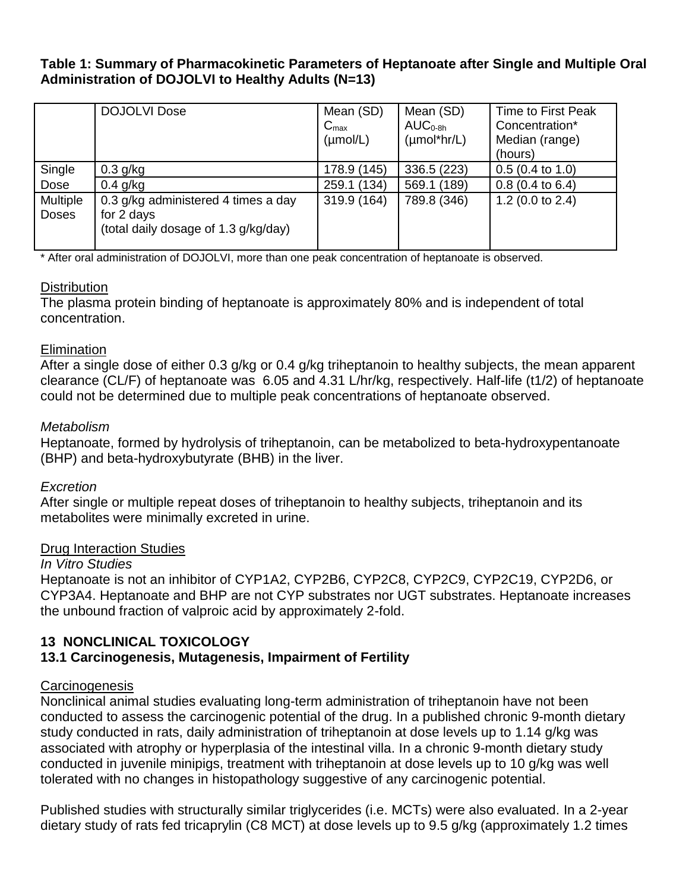**Table 1: Summary of Pharmacokinetic Parameters of Heptanoate after Single and Multiple Oral Administration of DOJOLVI to Healthy Adults (N=13)**

| | DOJOLVI Dose | Mean (SD) $C_{max}$ (µmol/L) | Mean (SD) $AUC_{0\text{-}8h}$ (µmol*hr/L) | Time to First Peak Concentration* Median (range) (hours) |
|---|---|---|---|---|
| Single Dose | 0.3 g/kg | 178.9 (145) | 336.5 (223) | 0.5 (0.4 to 1.0) |
| | 0.4 g/kg | 259.1 (134) | 569.1 (189) | 0.8 (0.4 to 6.4) |
| Multiple Doses | 0.3 g/kg administered 4 times a day for 2 days (total daily dosage of 1.3 g/kg/day) | 319.9 (164) | 789.8 (346) | 1.2 (0.0 to 2.4) |

\* After oral administration of DOJOLVI, more than one peak concentration of heptanoate is observed.

Distribution

The plasma protein binding of heptanoate is approximately 80% and is independent of total concentration.

Elimination

After a single dose of either 0.3 g/kg or 0.4 g/kg triheptanoin to healthy subjects, the mean apparent clearance (CL/F) of heptanoate was 6.05 and 4.31 L/hr/kg, respectively. Half-life (t1/2) of heptanoate could not be determined due to multiple peak concentrations of heptanoate observed.

*Metabolism*

Heptanoate, formed by hydrolysis of triheptanoin, can be metabolized to beta-hydroxypentanoate (BHP) and beta-hydroxybutyrate (BHB) in the liver.

*Excretion*

After single or multiple repeat doses of triheptanoin to healthy subjects, triheptanoin and its metabolites were minimally excreted in urine.

Drug Interaction Studies

*In Vitro Studies*

Heptanoate is not an inhibitor of CYP1A2, CYP2B6, CYP2C8, CYP2C9, CYP2C19, CYP2D6, or CYP3A4. Heptanoate and BHP are not CYP substrates nor UGT substrates. Heptanoate increases the unbound fraction of valproic acid by approximately 2-fold.

## 13 NONCLINICAL TOXICOLOGY

### 13.1 Carcinogenesis, Mutagenesis, Impairment of Fertility

Carcinogenesis

Nonclinical animal studies evaluating long-term administration of triheptanoin have not been conducted to assess the carcinogenic potential of the drug. In a published chronic 9-month dietary study conducted in rats, daily administration of triheptanoin at dose levels up to 1.14 g/kg was associated with atrophy or hyperplasia of the intestinal villa. In a chronic 9-month dietary study conducted in juvenile minipigs, treatment with triheptanoin at dose levels up to 10 g/kg was well tolerated with no changes in histopathology suggestive of any carcinogenic potential.

Published studies with structurally similar triglycerides (i.e. MCTs) were also evaluated. In a 2-year dietary study of rats fed tricaprylin (C8 MCT) at dose levels up to 9.5 g/kg (approximately 1.2 times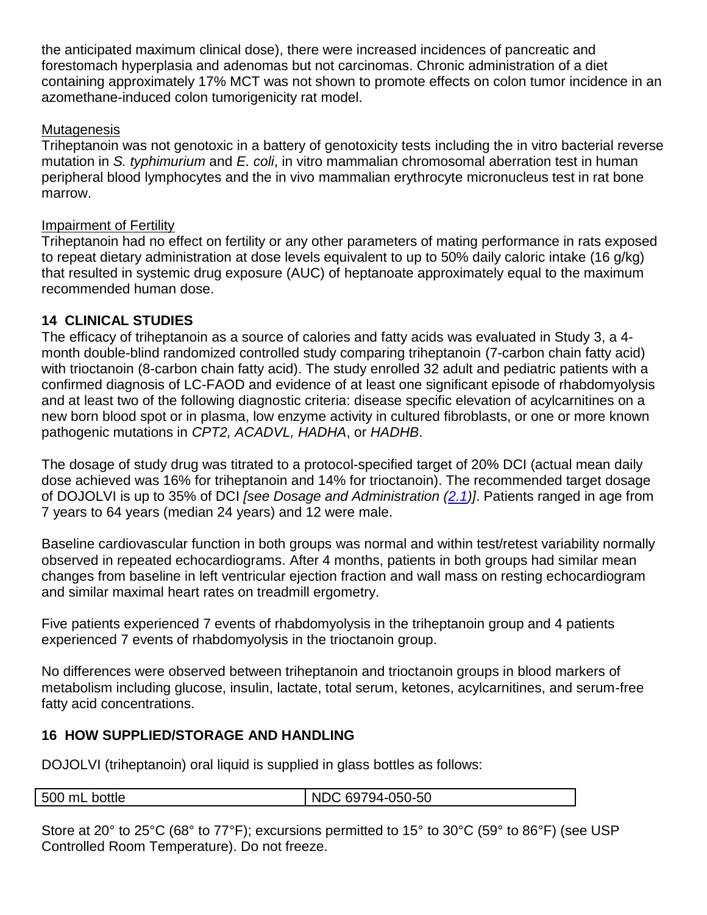the anticipated maximum clinical dose), there were increased incidences of pancreatic and forestomach hyperplasia and adenomas but not carcinomas. Chronic administration of a diet containing approximately 17% MCT was not shown to promote effects on colon tumor incidence in an azomethane-induced colon tumorigenicity rat model.

Mutagenesis

Triheptanoin was not genotoxic in a battery of genotoxicity tests including the in vitro bacterial reverse mutation in *S. typhimurium* and *E. coli*, in vitro mammalian chromosomal aberration test in human peripheral blood lymphocytes and the in vivo mammalian erythrocyte micronucleus test in rat bone marrow.

Impairment of Fertility

Triheptanoin had no effect on fertility or any other parameters of mating performance in rats exposed to repeat dietary administration at dose levels equivalent to up to 50% daily caloric intake (16 g/kg) that resulted in systemic drug exposure (AUC) of heptanoate approximately equal to the maximum recommended human dose.

## 14 CLINICAL STUDIES

The efficacy of triheptanoin as a source of calories and fatty acids was evaluated in Study 3, a 4-month double-blind randomized controlled study comparing triheptanoin (7-carbon chain fatty acid) with trioctanoin (8-carbon chain fatty acid). The study enrolled 32 adult and pediatric patients with a confirmed diagnosis of LC-FAOD and evidence of at least one significant episode of rhabdomyolysis and at least two of the following diagnostic criteria: disease specific elevation of acylcarnitines on a new born blood spot or in plasma, low enzyme activity in cultured fibroblasts, or one or more known pathogenic mutations in *CPT2, ACADVL, HADHA*, or *HADHB*.

The dosage of study drug was titrated to a protocol-specified target of 20% DCI (actual mean daily dose achieved was 16% for triheptanoin and 14% for trioctanoin). The recommended target dosage of DOJOLVI is up to 35% of DCI *[see Dosage and Administration (2.1)]*. Patients ranged in age from 7 years to 64 years (median 24 years) and 12 were male.

Baseline cardiovascular function in both groups was normal and within test/retest variability normally observed in repeated echocardiograms. After 4 months, patients in both groups had similar mean changes from baseline in left ventricular ejection fraction and wall mass on resting echocardiogram and similar maximal heart rates on treadmill ergometry.

Five patients experienced 7 events of rhabdomyolysis in the triheptanoin group and 4 patients experienced 7 events of rhabdomyolysis in the trioctanoin group.

No differences were observed between triheptanoin and trioctanoin groups in blood markers of metabolism including glucose, insulin, lactate, total serum, ketones, acylcarnitines, and serum-free fatty acid concentrations.

## 16 HOW SUPPLIED/STORAGE AND HANDLING

DOJOLVI (triheptanoin) oral liquid is supplied in glass bottles as follows:

| 500 mL bottle | NDC 69794-050-50 |
|---|---|

Store at 20° to 25°C (68° to 77°F); excursions permitted to 15° to 30°C (59° to 86°F) (see USP Controlled Room Temperature). Do not freeze.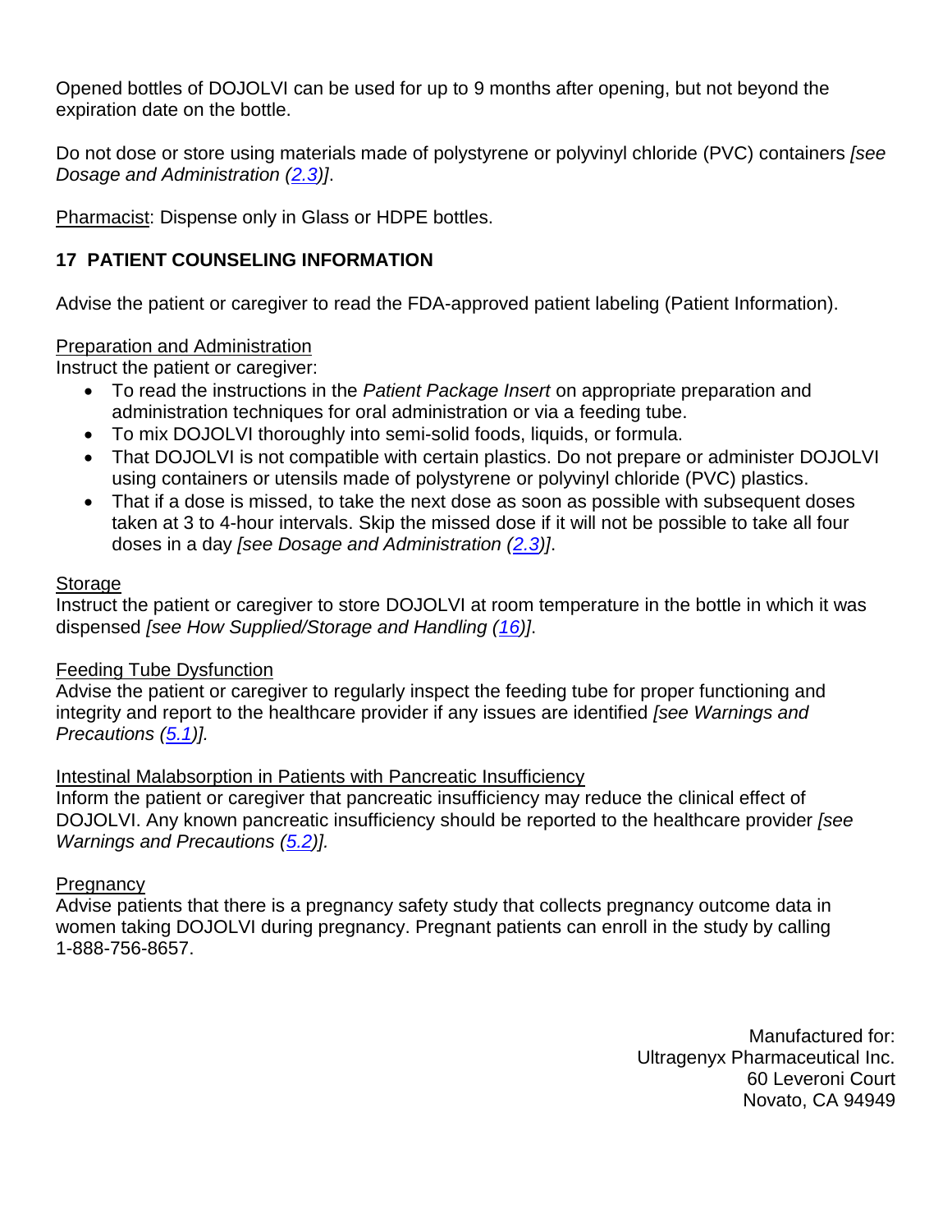Opened bottles of DOJOLVI can be used for up to 9 months after opening, but not beyond the expiration date on the bottle.

Do not dose or store using materials made of polystyrene or polyvinyl chloride (PVC) containers *[see Dosage and Administration (2.3)]*.

Pharmacist: Dispense only in Glass or HDPE bottles.

## 17 PATIENT COUNSELING INFORMATION

Advise the patient or caregiver to read the FDA-approved patient labeling (Patient Information).

Preparation and Administration

Instruct the patient or caregiver:

- To read the instructions in the *Patient Package Insert* on appropriate preparation and administration techniques for oral administration or via a feeding tube.
- To mix DOJOLVI thoroughly into semi-solid foods, liquids, or formula.
- That DOJOLVI is not compatible with certain plastics. Do not prepare or administer DOJOLVI using containers or utensils made of polystyrene or polyvinyl chloride (PVC) plastics.
- That if a dose is missed, to take the next dose as soon as possible with subsequent doses taken at 3 to 4-hour intervals. Skip the missed dose if it will not be possible to take all four doses in a day *[see Dosage and Administration (2.3)]*.

Storage

Instruct the patient or caregiver to store DOJOLVI at room temperature in the bottle in which it was dispensed *[see How Supplied/Storage and Handling (16)]*.

Feeding Tube Dysfunction

Advise the patient or caregiver to regularly inspect the feeding tube for proper functioning and integrity and report to the healthcare provider if any issues are identified *[see Warnings and Precautions (5.1)].*

Intestinal Malabsorption in Patients with Pancreatic Insufficiency

Inform the patient or caregiver that pancreatic insufficiency may reduce the clinical effect of DOJOLVI. Any known pancreatic insufficiency should be reported to the healthcare provider *[see Warnings and Precautions (5.2)].*

Pregnancy

Advise patients that there is a pregnancy safety study that collects pregnancy outcome data in women taking DOJOLVI during pregnancy. Pregnant patients can enroll in the study by calling 1-888-756-8657.

Manufactured for:
Ultragenyx Pharmaceutical Inc.
60 Leveroni Court
Novato, CA 94949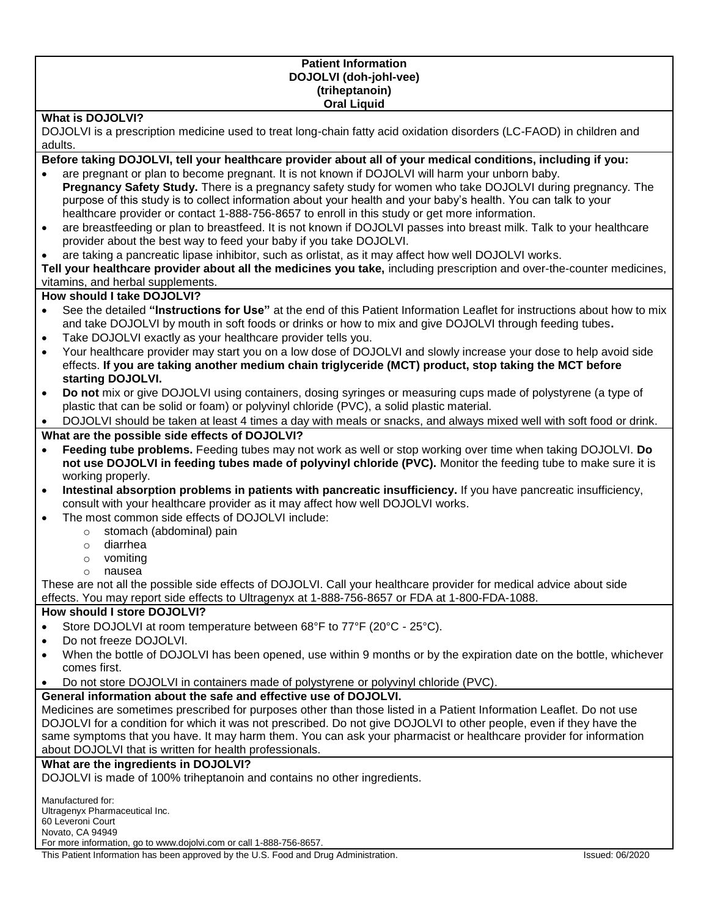# Patient Information
# DOJOLVI (doh-johl-vee)
# (triheptanoin)
# Oral Liquid

**What is DOJOLVI?**

DOJOLVI is a prescription medicine used to treat long-chain fatty acid oxidation disorders (LC-FAOD) in children and adults.

**Before taking DOJOLVI, tell your healthcare provider about all of your medical conditions, including if you:**

- are pregnant or plan to become pregnant. It is not known if DOJOLVI will harm your unborn baby.
  **Pregnancy Safety Study.** There is a pregnancy safety study for women who take DOJOLVI during pregnancy. The purpose of this study is to collect information about your health and your baby's health. You can talk to your healthcare provider or contact 1-888-756-8657 to enroll in this study or get more information.
- are breastfeeding or plan to breastfeed. It is not known if DOJOLVI passes into breast milk. Talk to your healthcare provider about the best way to feed your baby if you take DOJOLVI.
- are taking a pancreatic lipase inhibitor, such as orlistat, as it may affect how well DOJOLVI works.

**Tell your healthcare provider about all the medicines you take,** including prescription and over-the-counter medicines, vitamins, and herbal supplements.

**How should I take DOJOLVI?**

- See the detailed **"Instructions for Use"** at the end of this Patient Information Leaflet for instructions about how to mix and take DOJOLVI by mouth in soft foods or drinks or how to mix and give DOJOLVI through feeding tubes**.**
- Take DOJOLVI exactly as your healthcare provider tells you.
- Your healthcare provider may start you on a low dose of DOJOLVI and slowly increase your dose to help avoid side effects. **If you are taking another medium chain triglyceride (MCT) product, stop taking the MCT before starting DOJOLVI.**
- **Do not** mix or give DOJOLVI using containers, dosing syringes or measuring cups made of polystyrene (a type of plastic that can be solid or foam) or polyvinyl chloride (PVC), a solid plastic material.
- DOJOLVI should be taken at least 4 times a day with meals or snacks, and always mixed well with soft food or drink.

**What are the possible side effects of DOJOLVI?**

- **Feeding tube problems.** Feeding tubes may not work as well or stop working over time when taking DOJOLVI. **Do not use DOJOLVI in feeding tubes made of polyvinyl chloride (PVC).** Monitor the feeding tube to make sure it is working properly.
- **Intestinal absorption problems in patients with pancreatic insufficiency.** If you have pancreatic insufficiency, consult with your healthcare provider as it may affect how well DOJOLVI works.
- The most common side effects of DOJOLVI include:
  - stomach (abdominal) pain
  - diarrhea
  - vomiting
  - nausea

These are not all the possible side effects of DOJOLVI. Call your healthcare provider for medical advice about side effects. You may report side effects to Ultragenyx at 1-888-756-8657 or FDA at 1-800-FDA-1088.

**How should I store DOJOLVI?**

- Store DOJOLVI at room temperature between 68°F to 77°F (20°C - 25°C).
- Do not freeze DOJOLVI.
- When the bottle of DOJOLVI has been opened, use within 9 months or by the expiration date on the bottle, whichever comes first.
- Do not store DOJOLVI in containers made of polystyrene or polyvinyl chloride (PVC).

**General information about the safe and effective use of DOJOLVI.**

Medicines are sometimes prescribed for purposes other than those listed in a Patient Information Leaflet. Do not use DOJOLVI for a condition for which it was not prescribed. Do not give DOJOLVI to other people, even if they have the same symptoms that you have. It may harm them. You can ask your pharmacist or healthcare provider for information about DOJOLVI that is written for health professionals.

**What are the ingredients in DOJOLVI?**

DOJOLVI is made of 100% triheptanoin and contains no other ingredients.

Manufactured for:
Ultragenyx Pharmaceutical Inc.
60 Leveroni Court
Novato, CA 94949
For more information, go to www.dojolvi.com or call 1-888-756-8657.

This Patient Information has been approved by the U.S. Food and Drug Administration. Issued: 06/2020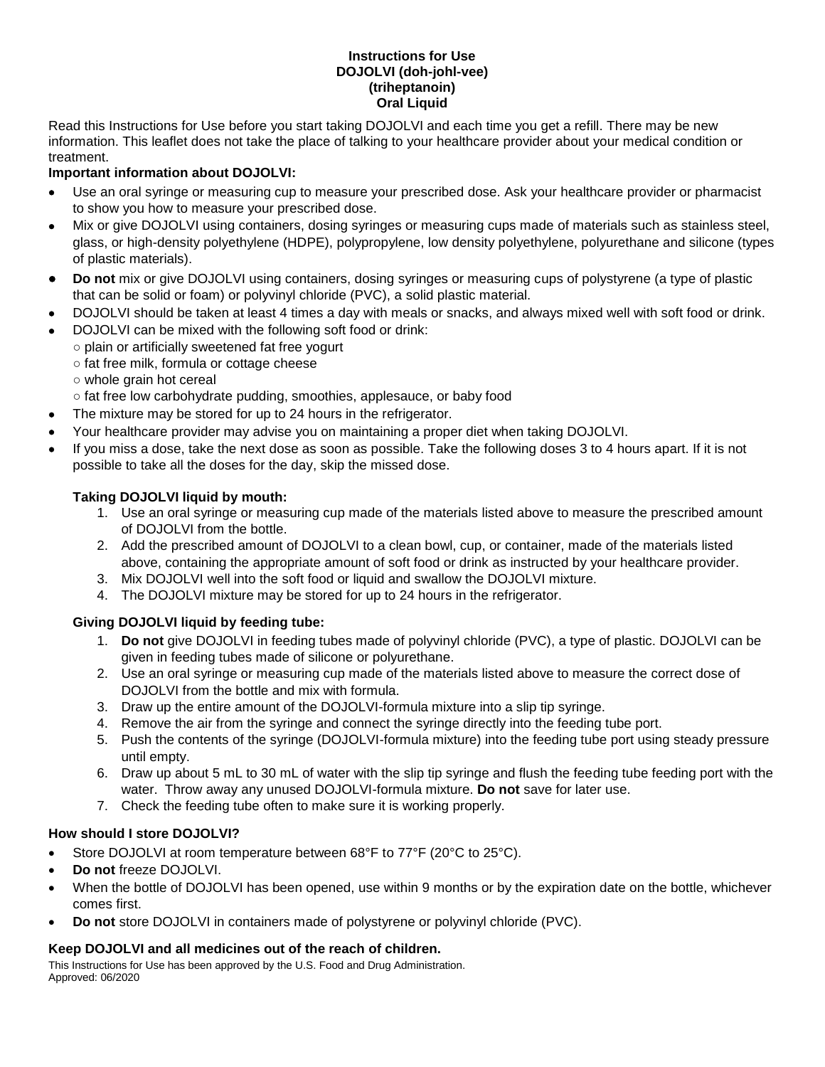# Instructions for Use
# DOJOLVI (doh-johl-vee)
# (triheptanoin)
# Oral Liquid

Read this Instructions for Use before you start taking DOJOLVI and each time you get a refill. There may be new information. This leaflet does not take the place of talking to your healthcare provider about your medical condition or treatment.

**Important information about DOJOLVI:**

- Use an oral syringe or measuring cup to measure your prescribed dose. Ask your healthcare provider or pharmacist to show you how to measure your prescribed dose.
- Mix or give DOJOLVI using containers, dosing syringes or measuring cups made of materials such as stainless steel, glass, or high-density polyethylene (HDPE), polypropylene, low density polyethylene, polyurethane and silicone (types of plastic materials).
- **Do not** mix or give DOJOLVI using containers, dosing syringes or measuring cups of polystyrene (a type of plastic that can be solid or foam) or polyvinyl chloride (PVC), a solid plastic material.
- DOJOLVI should be taken at least 4 times a day with meals or snacks, and always mixed well with soft food or drink.
- DOJOLVI can be mixed with the following soft food or drink:
  - plain or artificially sweetened fat free yogurt
  - fat free milk, formula or cottage cheese
  - whole grain hot cereal
  - fat free low carbohydrate pudding, smoothies, applesauce, or baby food
- The mixture may be stored for up to 24 hours in the refrigerator.
- Your healthcare provider may advise you on maintaining a proper diet when taking DOJOLVI.
- If you miss a dose, take the next dose as soon as possible. Take the following doses 3 to 4 hours apart. If it is not possible to take all the doses for the day, skip the missed dose.

**Taking DOJOLVI liquid by mouth:**

1. Use an oral syringe or measuring cup made of the materials listed above to measure the prescribed amount of DOJOLVI from the bottle.
2. Add the prescribed amount of DOJOLVI to a clean bowl, cup, or container, made of the materials listed above, containing the appropriate amount of soft food or drink as instructed by your healthcare provider.
3. Mix DOJOLVI well into the soft food or liquid and swallow the DOJOLVI mixture.
4. The DOJOLVI mixture may be stored for up to 24 hours in the refrigerator.

**Giving DOJOLVI liquid by feeding tube:**

1. **Do not** give DOJOLVI in feeding tubes made of polyvinyl chloride (PVC), a type of plastic. DOJOLVI can be given in feeding tubes made of silicone or polyurethane.
2. Use an oral syringe or measuring cup made of the materials listed above to measure the correct dose of DOJOLVI from the bottle and mix with formula.
3. Draw up the entire amount of the DOJOLVI-formula mixture into a slip tip syringe.
4. Remove the air from the syringe and connect the syringe directly into the feeding tube port.
5. Push the contents of the syringe (DOJOLVI-formula mixture) into the feeding tube port using steady pressure until empty.
6. Draw up about 5 mL to 30 mL of water with the slip tip syringe and flush the feeding tube feeding port with the water. Throw away any unused DOJOLVI-formula mixture. **Do not** save for later use.
7. Check the feeding tube often to make sure it is working properly.

**How should I store DOJOLVI?**

- Store DOJOLVI at room temperature between 68°F to 77°F (20°C to 25°C).
- **Do not** freeze DOJOLVI.
- When the bottle of DOJOLVI has been opened, use within 9 months or by the expiration date on the bottle, whichever comes first.
- **Do not** store DOJOLVI in containers made of polystyrene or polyvinyl chloride (PVC).

**Keep DOJOLVI and all medicines out of the reach of children.**

This Instructions for Use has been approved by the U.S. Food and Drug Administration.
Approved: 06/2020